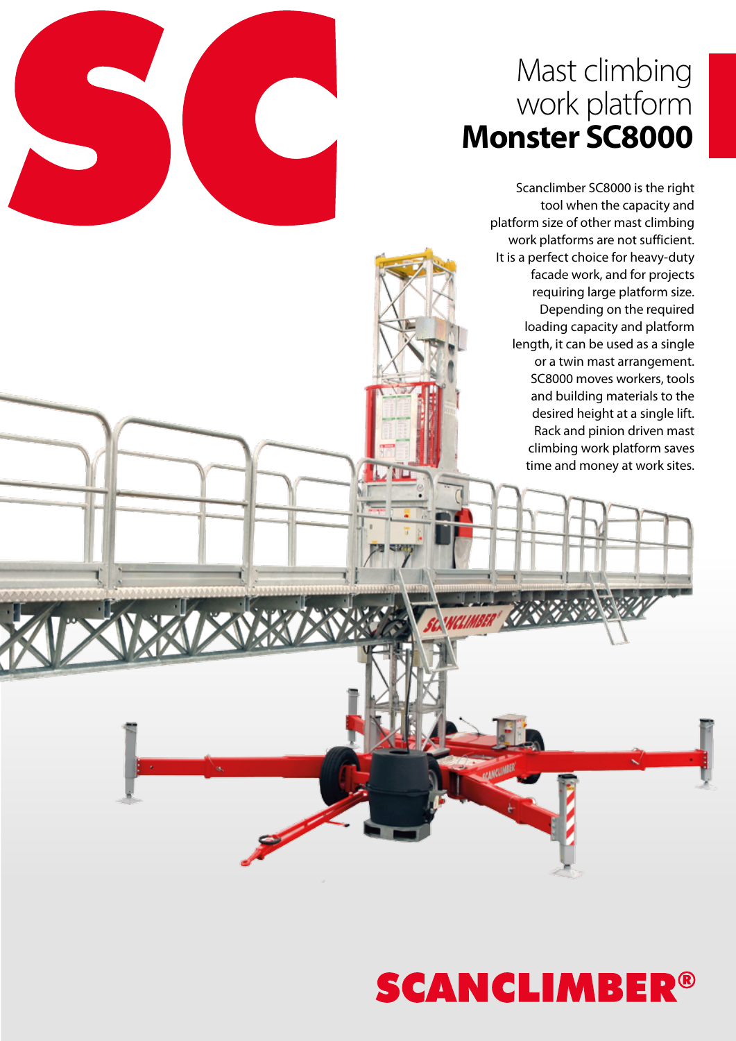# Mast climbing work platform **Monster SC8000**

Scanclimber SC8000 is the right tool when the capacity and platform size of other mast climbing work platforms are not sufficient. It is a perfect choice for heavy-duty facade work, and for projects requiring large platform size. Depending on the required loading capacity and platform length, it can be used as a single or a twin mast arrangement. SC8000 moves workers, tools and building materials to the desired height at a single lift. Rack and pinion driven mast climbing work platform saves time and money at work sites.

**SCANCLIMBER®**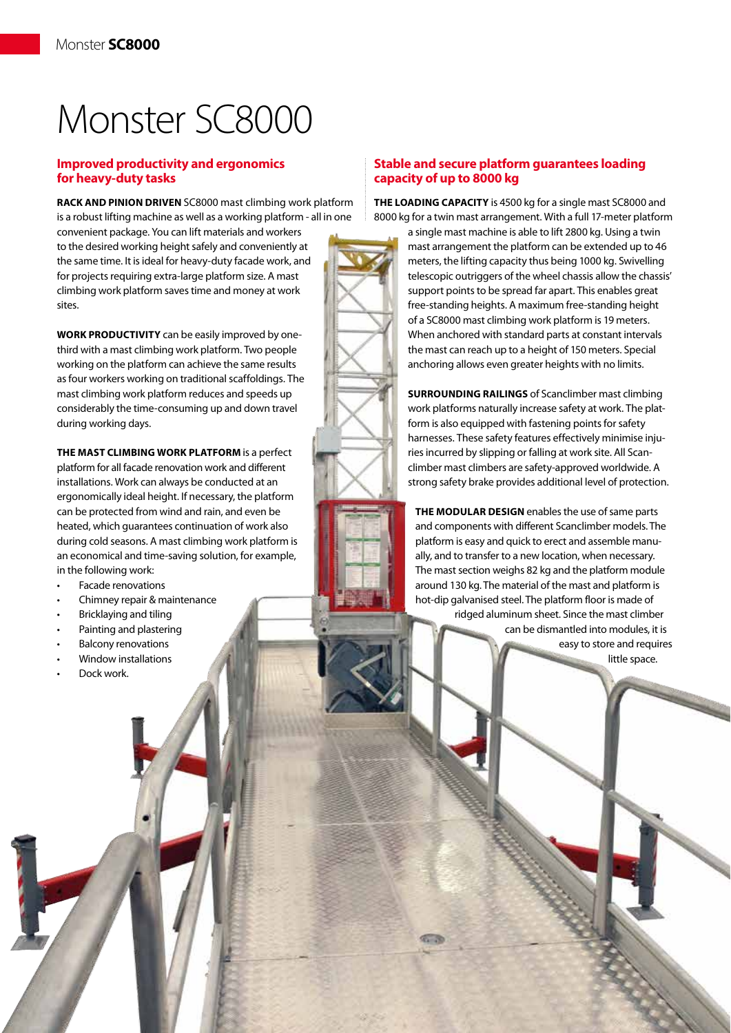# Monster SC8000

## Improved productivity and ergonomics for heavy-duty tasks

**RACK AND PINION DRIVEN** SC8000 mast climbing work platform is a robust lifting machine as well as a working platform - all in one convenient package. You can lift materials and workers to the desired working height safely and conveniently at the same time. It is ideal for heavy-duty facade work, and for projects requiring extra-large platform size. A mast climbing work platform saves time and money at work sites.

**WORK PRODUCTIVITY** can be easily improved by one-third with a mast climbing work platform. Two people working on the platform can achieve the same results as four workers working on traditional scaffoldings. The mast climbing work platform reduces and speeds up considerably the time-consuming up and down travel during working days.

**THE MAST CLIMBING WORK PLATFORM** is a perfect platform for all facade renovation work and different installations. Work can always be conducted at an ergonomically ideal height. If necessary, the platform can be protected from wind and rain, and even be heated, which guarantees continuation of work also during cold seasons. A mast climbing work platform is an economical and time-saving solution, for example, in the following work:

- Facade renovations
- Chimney repair & maintenance
- Bricklaying and tiling
- Painting and plastering
- Balcony renovations
- Window installations
- Dock work.

## Stable and secure platform guarantees loading capacity of up to 8000 kg

**THE LOADING CAPACITY** is 4500 kg for a single mast SC8000 and 8000 kg for a twin mast arrangement. With a full 17-meter platform a single mast machine is able to lift 2800 kg. Using a twin mast arrangement the platform can be extended up to 46 meters, the lifting capacity thus being 1000 kg. Swivelling telescopic outriggers of the wheel chassis allow the chassis' support points to be spread far apart. This enables great free-standing heights. A maximum free-standing height of a SC8000 mast climbing work platform is 19 meters. When anchored with standard parts at constant intervals the mast can reach up to a height of 150 meters. Special anchoring allows even greater heights with no limits.

**SURROUNDING RAILINGS** of Scanclimber mast climbing work platforms naturally increase safety at work. The platform is also equipped with fastening points for safety harnesses. These safety features effectively minimise injuries incurred by slipping or falling at work site. All Scanclimber mast climbers are safety-approved worldwide. A strong safety brake provides additional level of protection.

**THE MODULAR DESIGN** enables the use of same parts and components with different Scanclimber models. The platform is easy and quick to erect and assemble manually, and to transfer to a new location, when necessary. The mast section weighs 82 kg and the platform module around 130 kg. The material of the mast and platform is hot-dip galvanised steel. The platform floor is made of ridged aluminum sheet. Since the mast climber can be dismantled into modules, it is easy to store and requires little space.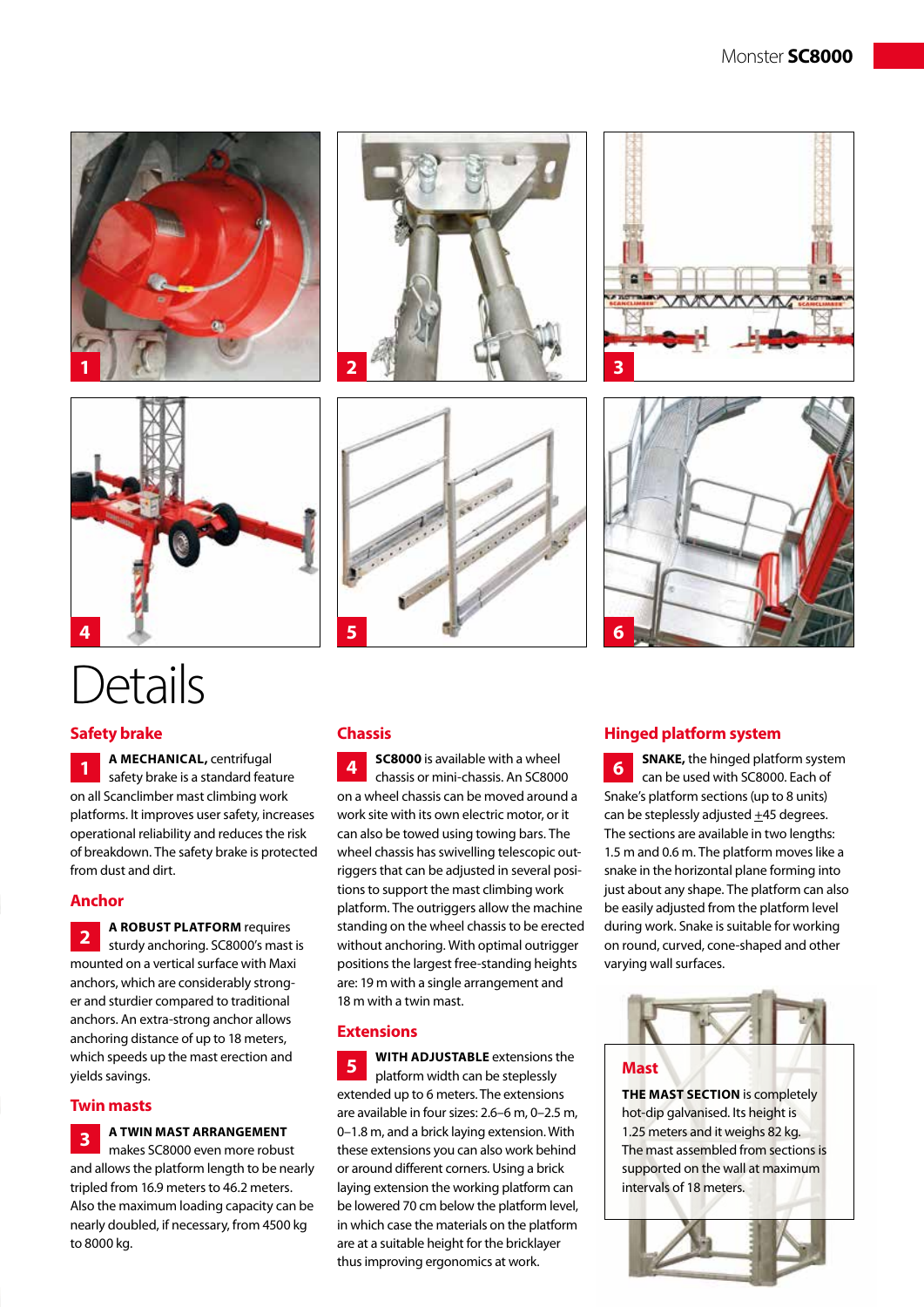# Details

## Safety brake

**1** **A MECHANICAL,** centrifugal safety brake is a standard feature on all Scanclimber mast climbing work platforms. It improves user safety, increases operational reliability and reduces the risk of breakdown. The safety brake is protected from dust and dirt.

## Anchor

**2** **A ROBUST PLATFORM** requires sturdy anchoring. SC8000's mast is mounted on a vertical surface with Maxi anchors, which are considerably stronger and sturdier compared to traditional anchors. An extra-strong anchor allows anchoring distance of up to 18 meters, which speeds up the mast erection and yields savings.

## Twin masts

**3** **A TWIN MAST ARRANGEMENT** makes SC8000 even more robust and allows the platform length to be nearly tripled from 16.9 meters to 46.2 meters. Also the maximum loading capacity can be nearly doubled, if necessary, from 4500 kg to 8000 kg.

## Chassis

**4** **SC8000** is available with a wheel chassis or mini-chassis. An SC8000 on a wheel chassis can be moved around a work site with its own electric motor, or it can also be towed using towing bars. The wheel chassis has swivelling telescopic outriggers that can be adjusted in several positions to support the mast climbing work platform. The outriggers allow the machine standing on the wheel chassis to be erected without anchoring. With optimal outrigger positions the largest free-standing heights are: 19 m with a single arrangement and 18 m with a twin mast.

## Extensions

**5** **WITH ADJUSTABLE** extensions the platform width can be steplessly extended up to 6 meters. The extensions are available in four sizes: 2.6–6 m, 0–2.5 m, 0–1.8 m, and a brick laying extension. With these extensions you can also work behind or around different corners. Using a brick laying extension the working platform can be lowered 70 cm below the platform level, in which case the materials on the platform are at a suitable height for the bricklayer thus improving ergonomics at work.

## Hinged platform system

**6** **SNAKE,** the hinged platform system can be used with SC8000. Each of Snake's platform sections (up to 8 units) can be steplessly adjusted ±45 degrees. The sections are available in two lengths: 1.5 m and 0.6 m. The platform moves like a snake in the horizontal plane forming into just about any shape. The platform can also be easily adjusted from the platform level during work. Snake is suitable for working on round, curved, cone-shaped and other varying wall surfaces.

## Mast

**THE MAST SECTION** is completely hot-dip galvanised. Its height is 1.25 meters and it weighs 82 kg. The mast assembled from sections is supported on the wall at maximum intervals of 18 meters.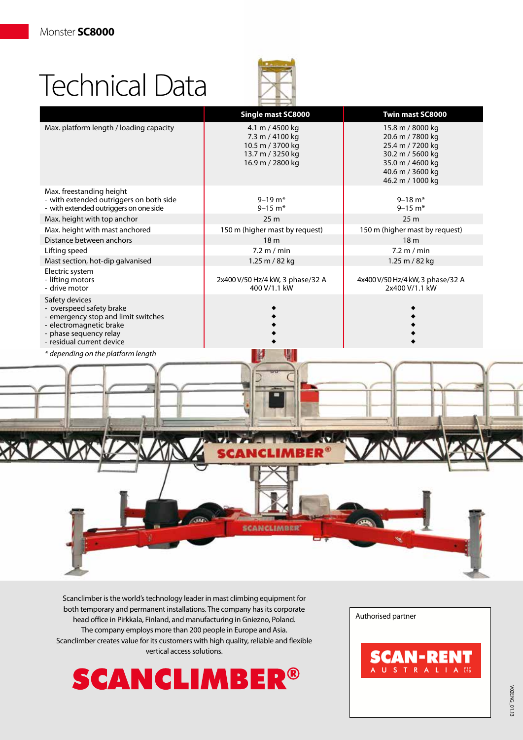Monster **SC8000**

# Technical Data

| | Single mast SC8000 | Twin mast SC8000 |
|---|---|---|
| Max. platform length / loading capacity | 4.1 m / 4500 kg<br>7.3 m / 4100 kg<br>10.5 m / 3700 kg<br>13.7 m / 3250 kg<br>16.9 m / 2800 kg | 15.8 m / 8000 kg<br>20.6 m / 7800 kg<br>25.4 m / 7200 kg<br>30.2 m / 5600 kg<br>35.0 m / 4600 kg<br>40.6 m / 3600 kg<br>46.2 m / 1000 kg |
| Max. freestanding height<br>- with extended outriggers on both side<br>- with extended outriggers on one side | <br>9–19 m*<br>9–15 m* | <br>9–18 m*<br>9–15 m* |
| Max. height with top anchor | 25 m | 25 m |
| Max. height with mast anchored | 150 m (higher mast by request) | 150 m (higher mast by request) |
| Distance between anchors | 18 m | 18 m |
| Lifting speed | 7.2 m / min | 7.2 m / min |
| Mast section, hot-dip galvanised | 1.25 m / 82 kg | 1.25 m / 82 kg |
| Electric system<br>- lifting motors<br>- drive motor | <br>2x400 V/50 Hz/4 kW, 3 phase/32 A<br>400 V/1.1 kW | <br>4x400 V/50 Hz/4 kW, 3 phase/32 A<br>2x400 V/1.1 kW |
| Safety devices<br>- overspeed safety brake<br>- emergency stop and limit switches<br>- electromagnetic brake<br>- phase sequency relay<br>- residual current device | <br>◆<br>◆<br>◆<br>◆<br>◆ | <br>◆<br>◆<br>◆<br>◆<br>◆ |

*\* depending on the platform length*

Scanclimber is the world's technology leader in mast climbing equipment for both temporary and permanent installations. The company has its corporate head office in Pirkkala, Finland, and manufacturing in Gniezno, Poland. The company employs more than 200 people in Europe and Asia. Scanclimber creates value for its customers with high quality, reliable and flexible vertical access solutions.

**SCANCLIMBER®**

Authorised partner

**SCAN-RENT AUSTRALIA PTY LTD**

V02ENG_01.13